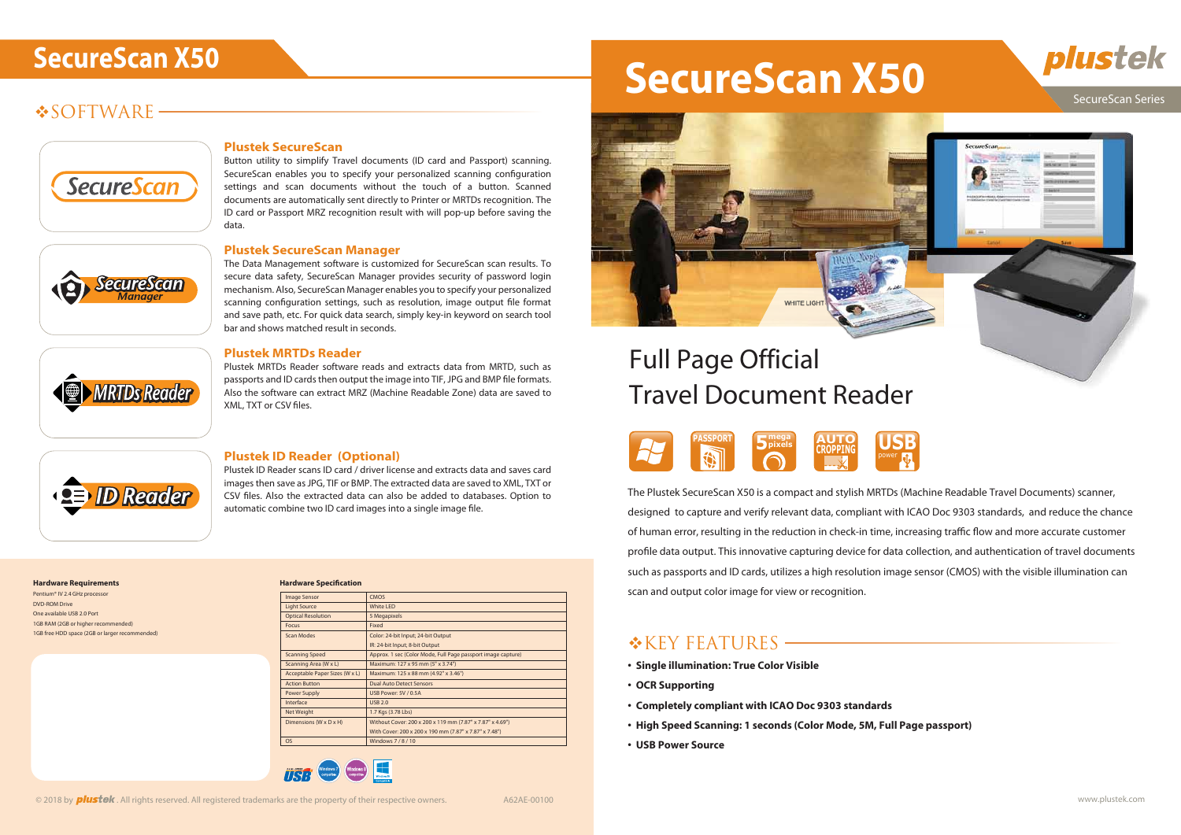# SecureScan X50

## SOFTWARE

### Plustek SecureScan

Button utility to simplify Travel documents (ID card and Passport) scanning. SecureScan enables you to specify your personalized scanning configuration settings and scan documents without the touch of a button. Scanned documents are automatically sent directly to Printer or MRTDs recognition. The ID card or Passport MRZ recognition result with will pop-up before saving the data.

### Plustek SecureScan Manager

The Data Management software is customized for SecureScan scan results. To secure data safety, SecureScan Manager provides security of password login mechanism. Also, SecureScan Manager enables you to specify your personalized scanning configuration settings, such as resolution, image output file format and save path, etc. For quick data search, simply key-in keyword on search tool bar and shows matched result in seconds.

### Plustek MRTDs Reader

Plustek MRTDs Reader software reads and extracts data from MRTD, such as passports and ID cards then output the image into TIF, JPG and BMP file formats. Also the software can extract MRZ (Machine Readable Zone) data are saved to XML, TXT or CSV files.

### Plustek ID Reader (Optional)

Plustek ID Reader scans ID card / driver license and extracts data and saves card images then save as JPG, TIF or BMP. The extracted data are saved to XML, TXT or CSV files. Also the extracted data can also be added to databases. Option to automatic combine two ID card images into a single image file.

**Hardware Requirements**

Pentium® IV 2.4 GHz processor
DVD-ROM Drive
One available USB 2.0 Port
1GB RAM (2GB or higher recommended)
1GB free HDD space (2GB or larger recommended)

**Hardware Specification**

| | |
|---|---|
| Image Sensor | CMOS |
| Light Source | White LED |
| Optical Resolution | 5 Megapixels |
| Focus | Fixed |
| Scan Modes | Color: 24-bit Input; 24-bit Output<br>IR: 24-bit Input, 8-bit Output |
| Scanning Speed | Approx. 1 sec (Color Mode, Full Page passport image capture) |
| Scanning Area (W x L) | Maximum: 127 x 95 mm (5" x 3.74") |
| Acceptable Paper Sizes (W x L) | Maximum: 125 x 88 mm (4.92" x 3.46") |
| Action Button | Dual Auto Detect Sensors |
| Power Supply | USB Power: 5V / 0.5A |
| Interface | USB 2.0 |
| Net Weight | 1.7 Kgs (3.78 Lbs) |
| Dimensions (W x D x H) | Without Cover: 200 x 200 x 119 mm (7.87" x 7.87" x 4.69")<br>With Cover: 200 x 200 x 190 mm (7.87" x 7.87" x 7.48") |
| OS | Windows 7 / 8 / 10 |

© 2018 by plustek. All rights reserved. All registered trademarks are the property of their respective owners. A62AE-00100

# SecureScan X50

plustek
SecureScan Series

## Full Page Official Travel Document Reader

The Plustek SecureScan X50 is a compact and stylish MRTDs (Machine Readable Travel Documents) scanner, designed to capture and verify relevant data, compliant with ICAO Doc 9303 standards, and reduce the chance of human error, resulting in the reduction in check-in time, increasing traffic flow and more accurate customer profile data output. This innovative capturing device for data collection, and authentication of travel documents such as passports and ID cards, utilizes a high resolution image sensor (CMOS) with the visible illumination can scan and output color image for view or recognition.

## KEY FEATURES

- **Single illumination: True Color Visible**
- **OCR Supporting**
- **Completely compliant with ICAO Doc 9303 standards**
- **High Speed Scanning: 1 seconds (Color Mode, 5M, Full Page passport)**
- **USB Power Source**

www.plustek.com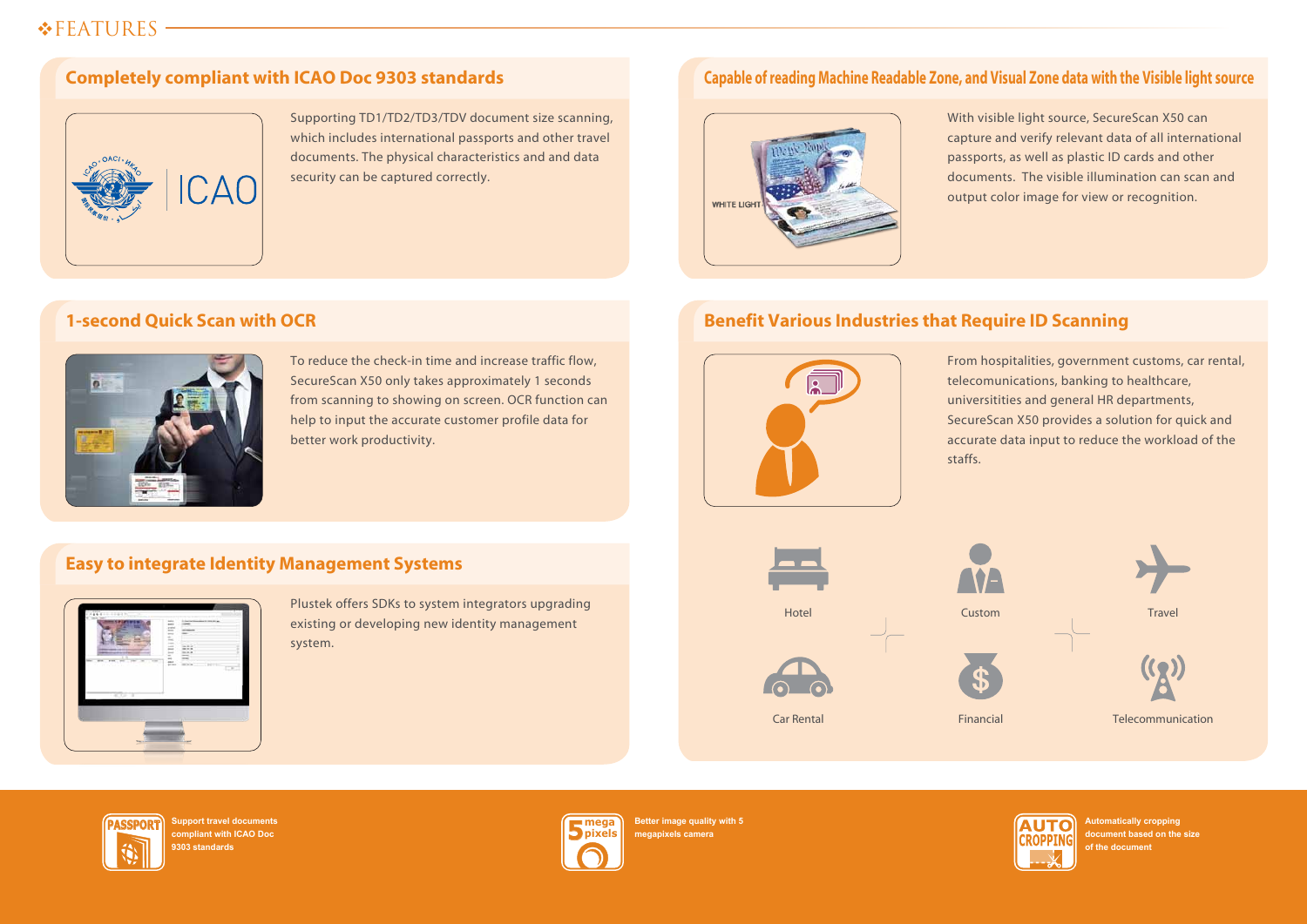# ❖FEATURES

## Completely compliant with ICAO Doc 9303 standards

Supporting TD1/TD2/TD3/TDV document size scanning, which includes international passports and other travel documents. The physical characteristics and and data security can be captured correctly.

## Capable of reading Machine Readable Zone, and Visual Zone data with the Visible light source

With visible light source, SecureScan X50 can capture and verify relevant data of all international passports, as well as plastic ID cards and other documents. The visible illumination can scan and output color image for view or recognition.

## 1-second Quick Scan with OCR

To reduce the check-in time and increase traffic flow, SecureScan X50 only takes approximately 1 seconds from scanning to showing on screen. OCR function can help to input the accurate customer profile data for better work productivity.

## Benefit Various Industries that Require ID Scanning

From hospitalities, government customs, car rental, telecomunications, banking to healthcare, universitities and general HR departments, SecureScan X50 provides a solution for quick and accurate data input to reduce the workload of the staffs.

Hotel
Custom
Travel
Car Rental
Financial
Telecommunication

## Easy to integrate Identity Management Systems

Plustek offers SDKs to system integrators upgrading existing or developing new identity management system.

**Support travel documents compliant with ICAO Doc 9303 standards**

**Better image quality with 5 megapixels camera**

**Automatically cropping document based on the size of the document**